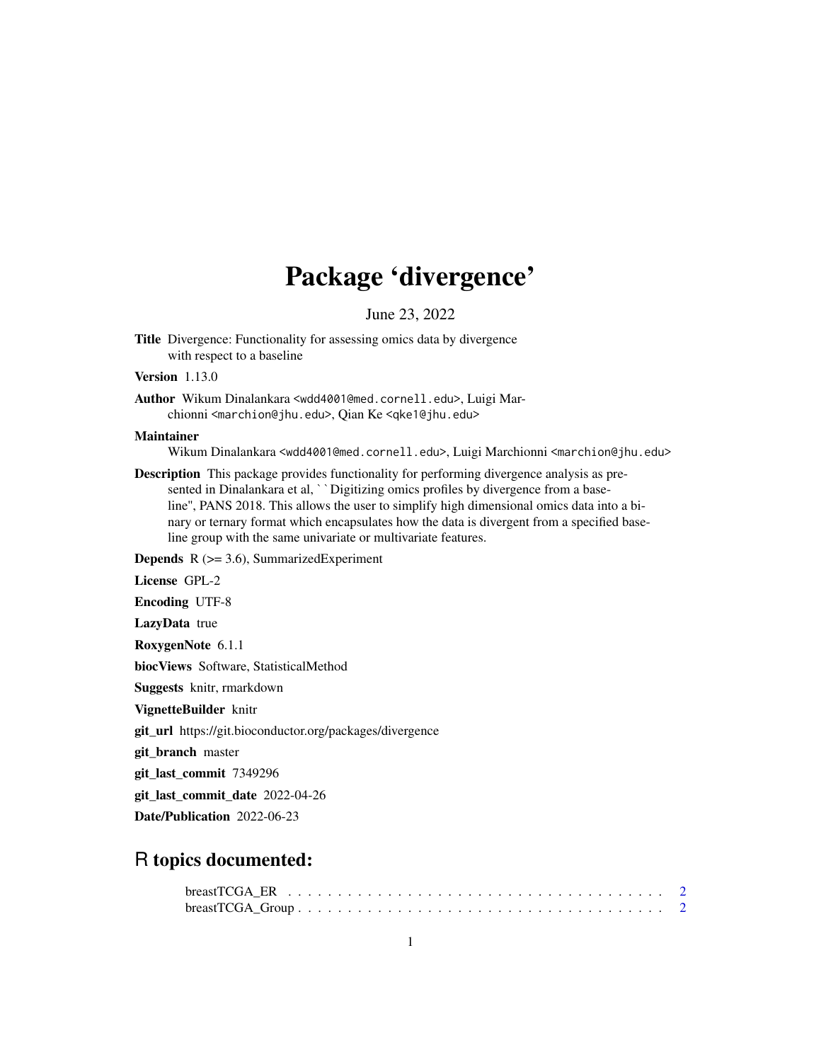# Package 'divergence'

June 23, 2022

**Title** Divergence: Functionality for assessing omics data by divergence with respect to a baseline

**Version** 1.13.0

**Author** Wikum Dinalankara <wdd4001@med.cornell.edu>, Luigi Marchionni <marchion@jhu.edu>, Qian Ke <qke1@jhu.edu>

**Maintainer** Wikum Dinalankara <wdd4001@med.cornell.edu>, Luigi Marchionni <marchion@jhu.edu>

**Description** This package provides functionality for performing divergence analysis as presented in Dinalankara et al, ``Digitizing omics profiles by divergence from a baseline'', PANS 2018. This allows the user to simplify high dimensional omics data into a binary or ternary format which encapsulates how the data is divergent from a specified baseline group with the same univariate or multivariate features.

**Depends** R (>= 3.6), SummarizedExperiment

**License** GPL-2

**Encoding** UTF-8

**LazyData** true

**RoxygenNote** 6.1.1

**biocViews** Software, StatisticalMethod

**Suggests** knitr, rmarkdown

**VignetteBuilder** knitr

**git_url** https://git.bioconductor.org/packages/divergence

**git_branch** master

**git_last_commit** 7349296

**git_last_commit_date** 2022-04-26

**Date/Publication** 2022-06-23

## R topics documented:

breastTCGA_ER . . . . . . . . . . . . . . . . . . . . . . . . . . . . . . . . . . . . . . 2
breastTCGA_Group . . . . . . . . . . . . . . . . . . . . . . . . . . . . . . . . . . . . 2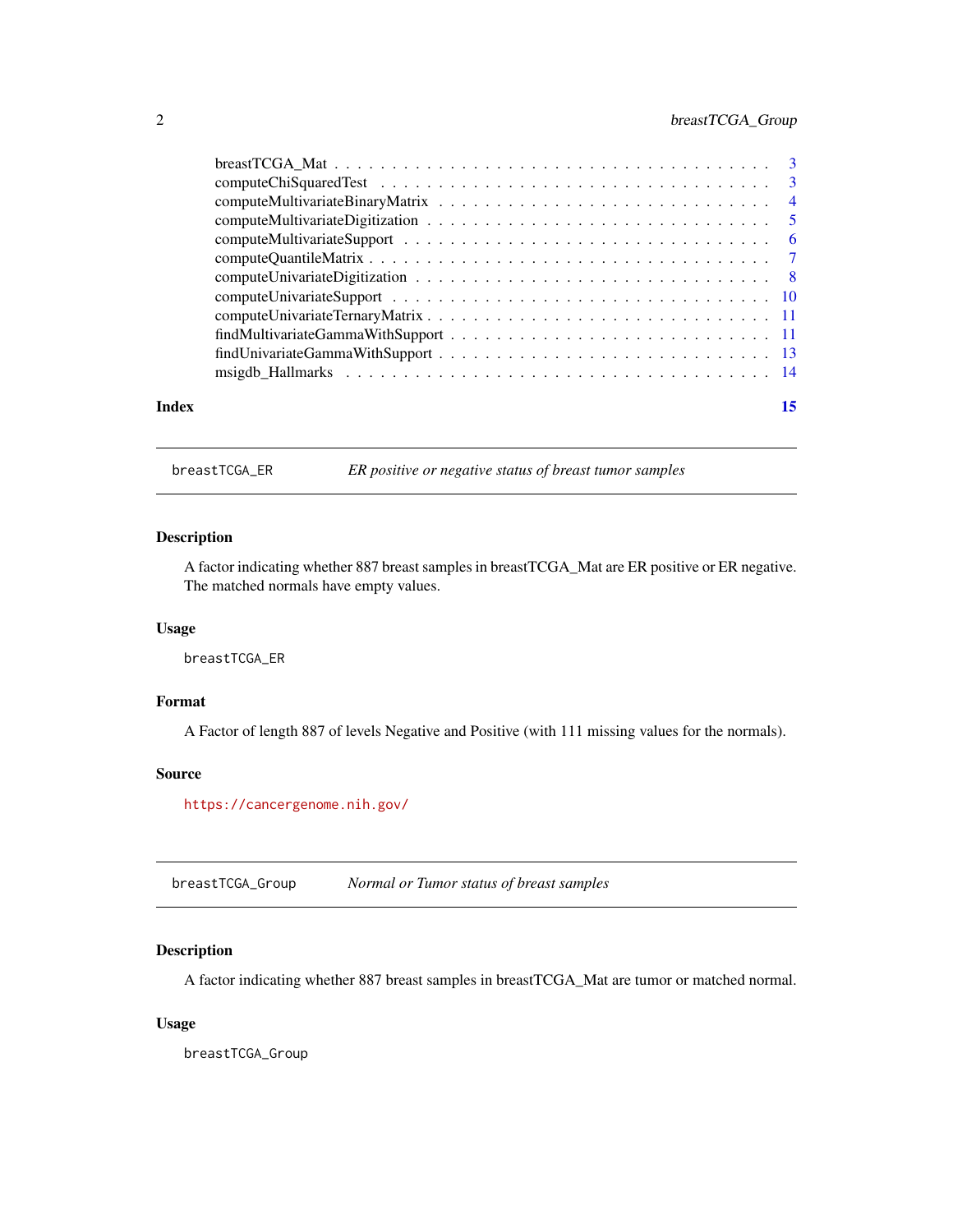breastTCGA_Mat . . . . . . . . . . . . . . . . . . . . . . . . . . . . . . . . . . . 3
computeChiSquaredTest . . . . . . . . . . . . . . . . . . . . . . . . . . . . . . . . 3
computeMultivariateBinaryMatrix . . . . . . . . . . . . . . . . . . . . . . . . . . . 4
computeMultivariateDigitization . . . . . . . . . . . . . . . . . . . . . . . . . . . 5
computeMultivariateSupport . . . . . . . . . . . . . . . . . . . . . . . . . . . . . . 6
computeQuantileMatrix . . . . . . . . . . . . . . . . . . . . . . . . . . . . . . . . 7
computeUnivariateDigitization . . . . . . . . . . . . . . . . . . . . . . . . . . . . 8
computeUnivariateSupport . . . . . . . . . . . . . . . . . . . . . . . . . . . . . . 10
computeUnivariateTernaryMatrix . . . . . . . . . . . . . . . . . . . . . . . . . . . 11
findMultivariateGammaWithSupport . . . . . . . . . . . . . . . . . . . . . . . . . . 11
findUnivariateGammaWithSupport . . . . . . . . . . . . . . . . . . . . . . . . . . . 13
msigdb_Hallmarks . . . . . . . . . . . . . . . . . . . . . . . . . . . . . . . . . . 14

**Index** **15**

---

## breastTCGA_ER — *ER positive or negative status of breast tumor samples*

### Description

A factor indicating whether 887 breast samples in breastTCGA_Mat are ER positive or ER negative. The matched normals have empty values.

### Usage

```
breastTCGA_ER
```

### Format

A Factor of length 887 of levels Negative and Positive (with 111 missing values for the normals).

### Source

https://cancergenome.nih.gov/

---

## breastTCGA_Group — *Normal or Tumor status of breast samples*

### Description

A factor indicating whether 887 breast samples in breastTCGA_Mat are tumor or matched normal.

### Usage

```
breastTCGA_Group
```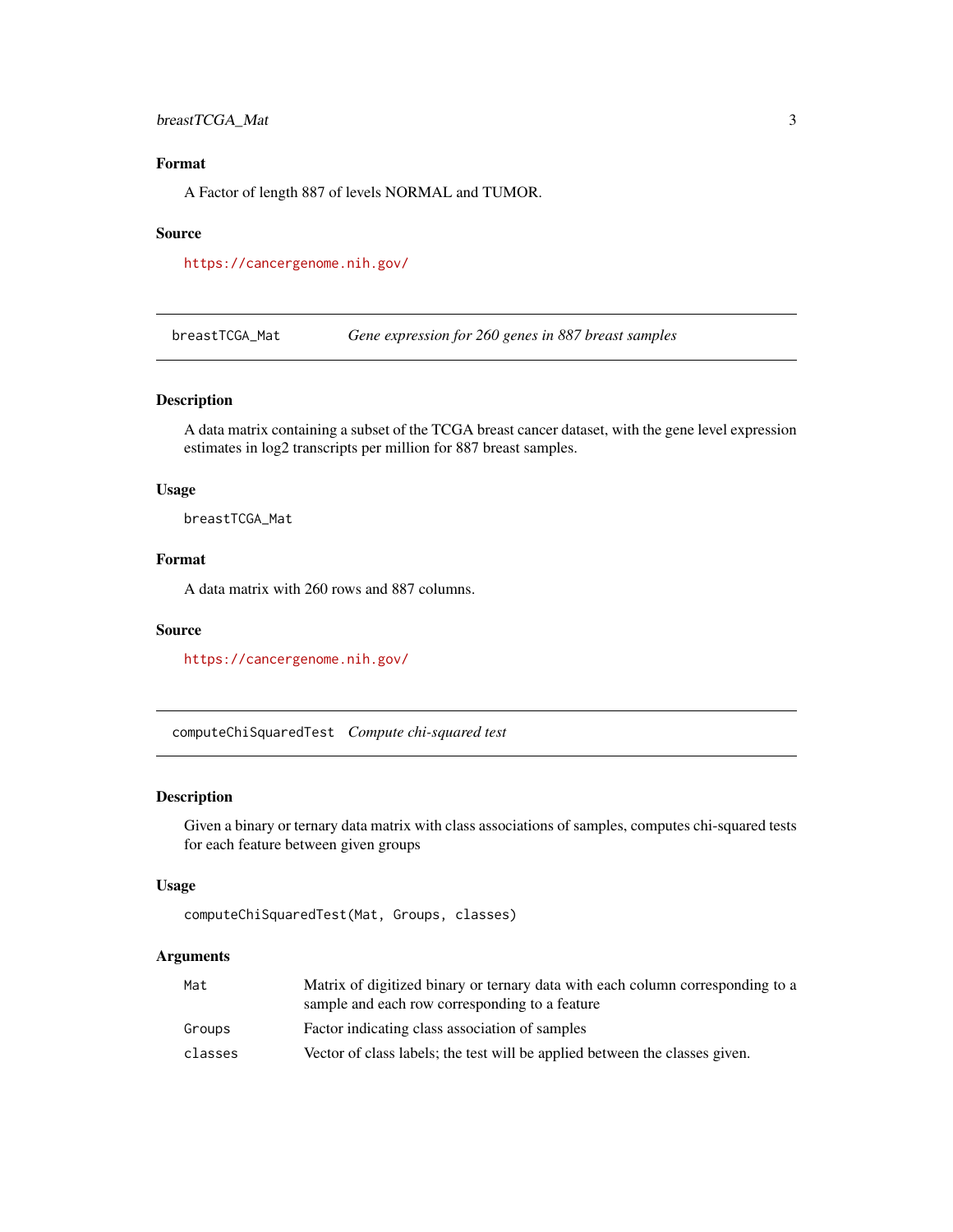### Format

A Factor of length 887 of levels NORMAL and TUMOR.

### Source

https://cancergenome.nih.gov/

---

## breastTCGA_Mat — *Gene expression for 260 genes in 887 breast samples*

### Description

A data matrix containing a subset of the TCGA breast cancer dataset, with the gene level expression estimates in log2 transcripts per million for 887 breast samples.

### Usage

```
breastTCGA_Mat
```

### Format

A data matrix with 260 rows and 887 columns.

### Source

https://cancergenome.nih.gov/

---

## computeChiSquaredTest — *Compute chi-squared test*

### Description

Given a binary or ternary data matrix with class associations of samples, computes chi-squared tests for each feature between given groups

### Usage

```
computeChiSquaredTest(Mat, Groups, classes)
```

### Arguments

| | |
|---|---|
| `Mat` | Matrix of digitized binary or ternary data with each column corresponding to a sample and each row corresponding to a feature |
| `Groups` | Factor indicating class association of samples |
| `classes` | Vector of class labels; the test will be applied between the classes given. |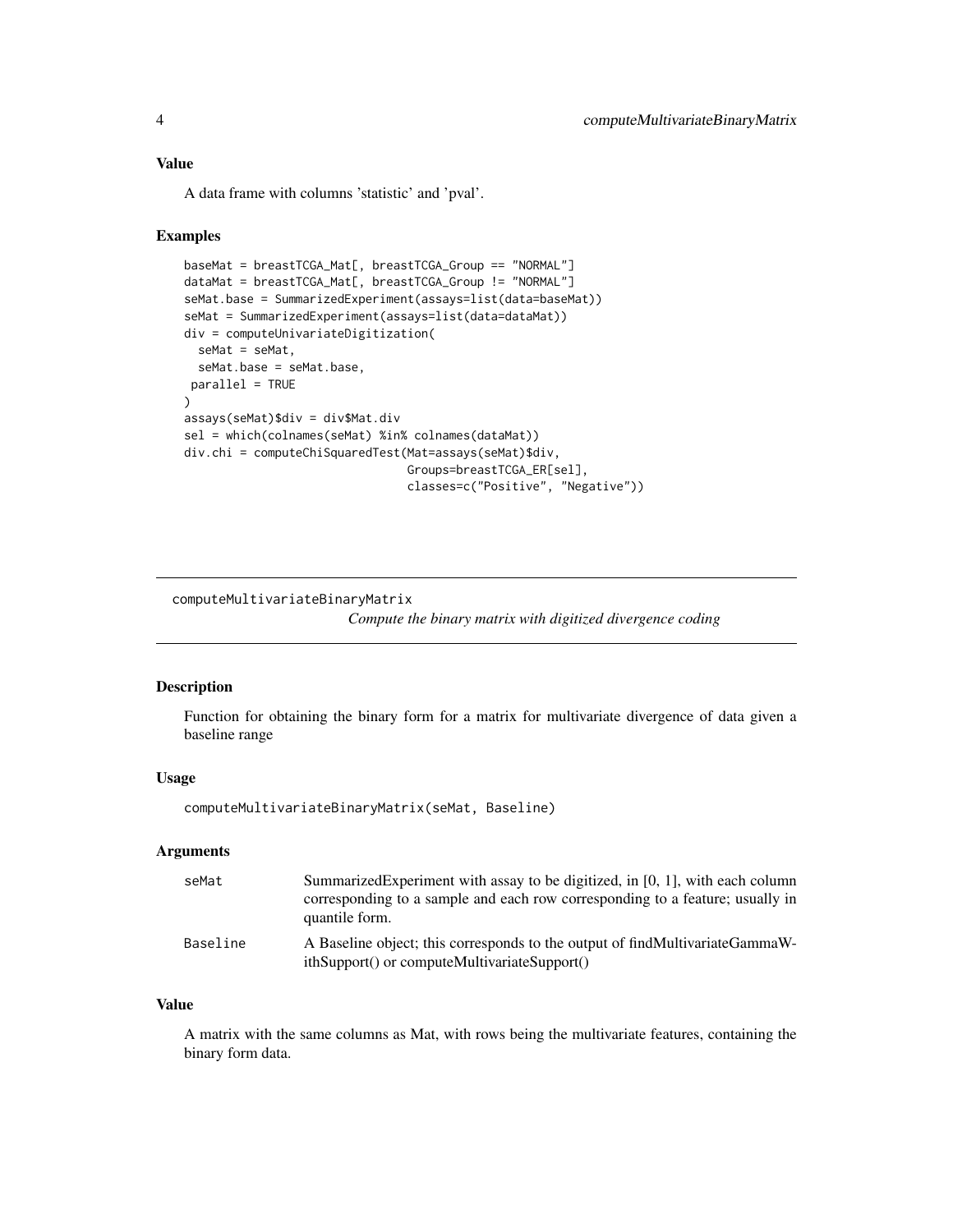### Value

A data frame with columns 'statistic' and 'pval'.

### Examples

```
baseMat = breastTCGA_Mat[, breastTCGA_Group == "NORMAL"]
dataMat = breastTCGA_Mat[, breastTCGA_Group != "NORMAL"]
seMat.base = SummarizedExperiment(assays=list(data=baseMat))
seMat = SummarizedExperiment(assays=list(data=dataMat))
div = computeUnivariateDigitization(
  seMat = seMat,
  seMat.base = seMat.base,
 parallel = TRUE
)
assays(seMat)$div = div$Mat.div
sel = which(colnames(seMat) %in% colnames(dataMat))
div.chi = computeChiSquaredTest(Mat=assays(seMat)$div,
                                Groups=breastTCGA_ER[sel],
                                classes=c("Positive", "Negative"))
```

---

## computeMultivariateBinaryMatrix

*Compute the binary matrix with digitized divergence coding*

---

### Description

Function for obtaining the binary form for a matrix for multivariate divergence of data given a baseline range

### Usage

```
computeMultivariateBinaryMatrix(seMat, Baseline)
```

### Arguments

| | |
|---|---|
| seMat | SummarizedExperiment with assay to be digitized, in [0, 1], with each column corresponding to a sample and each row corresponding to a feature; usually in quantile form. |
| Baseline | A Baseline object; this corresponds to the output of findMultivariateGammaWithSupport() or computeMultivariateSupport() |

### Value

A matrix with the same columns as Mat, with rows being the multivariate features, containing the binary form data.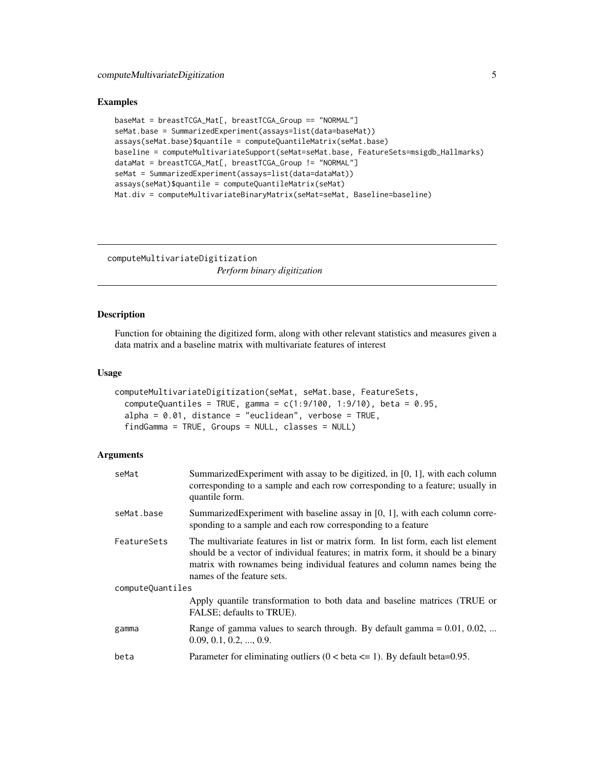## Examples

```
baseMat = breastTCGA_Mat[, breastTCGA_Group == "NORMAL"]
seMat.base = SummarizedExperiment(assays=list(data=baseMat))
assays(seMat.base)$quantile = computeQuantileMatrix(seMat.base)
baseline = computeMultivariateSupport(seMat=seMat.base, FeatureSets=msigdb_Hallmarks)
dataMat = breastTCGA_Mat[, breastTCGA_Group != "NORMAL"]
seMat = SummarizedExperiment(assays=list(data=dataMat))
assays(seMat)$quantile = computeQuantileMatrix(seMat)
Mat.div = computeMultivariateBinaryMatrix(seMat=seMat, Baseline=baseline)
```

---

# computeMultivariateDigitization

*Perform binary digitization*

## Description

Function for obtaining the digitized form, along with other relevant statistics and measures given a data matrix and a baseline matrix with multivariate features of interest

## Usage

```
computeMultivariateDigitization(seMat, seMat.base, FeatureSets,
  computeQuantiles = TRUE, gamma = c(1:9/100, 1:9/10), beta = 0.95,
  alpha = 0.01, distance = "euclidean", verbose = TRUE,
  findGamma = TRUE, Groups = NULL, classes = NULL)
```

## Arguments

| | |
|---|---|
| `seMat` | SummarizedExperiment with assay to be digitized, in [0, 1], with each column corresponding to a sample and each row corresponding to a feature; usually in quantile form. |
| `seMat.base` | SummarizedExperiment with baseline assay in [0, 1], with each column corresponding to a sample and each row corresponding to a feature |
| `FeatureSets` | The multivariate features in list or matrix form. In list form, each list element should be a vector of individual features; in matrix form, it should be a binary matrix with rownames being individual features and column names being the names of the feature sets. |
| `computeQuantiles` | Apply quantile transformation to both data and baseline matrices (TRUE or FALSE; defaults to TRUE). |
| `gamma` | Range of gamma values to search through. By default gamma = 0.01, 0.02, ... 0.09, 0.1, 0.2, ..., 0.9. |
| `beta` | Parameter for eliminating outliers (0 < beta <= 1). By default beta=0.95. |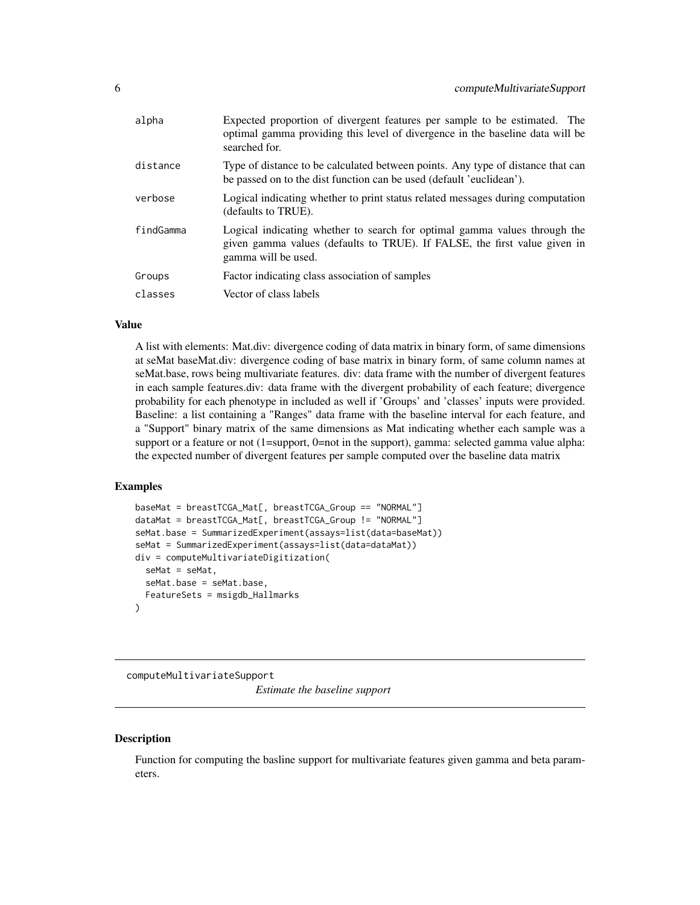| | |
|---|---|
| alpha | Expected proportion of divergent features per sample to be estimated. The optimal gamma providing this level of divergence in the baseline data will be searched for. |
| distance | Type of distance to be calculated between points. Any type of distance that can be passed on to the dist function can be used (default 'euclidean'). |
| verbose | Logical indicating whether to print status related messages during computation (defaults to TRUE). |
| findGamma | Logical indicating whether to search for optimal gamma values through the given gamma values (defaults to TRUE). If FALSE, the first value given in gamma will be used. |
| Groups | Factor indicating class association of samples |
| classes | Vector of class labels |

### Value

A list with elements: Mat.div: divergence coding of data matrix in binary form, of same dimensions at seMat baseMat.div: divergence coding of base matrix in binary form, of same column names at seMat.base, rows being multivariate features. div: data frame with the number of divergent features in each sample features.div: data frame with the divergent probability of each feature; divergence probability for each phenotype in included as well if 'Groups' and 'classes' inputs were provided. Baseline: a list containing a "Ranges" data frame with the baseline interval for each feature, and a "Support" binary matrix of the same dimensions as Mat indicating whether each sample was a support or a feature or not (1=support, 0=not in the support), gamma: selected gamma value alpha: the expected number of divergent features per sample computed over the baseline data matrix

### Examples

```
baseMat = breastTCGA_Mat[, breastTCGA_Group == "NORMAL"]
dataMat = breastTCGA_Mat[, breastTCGA_Group != "NORMAL"]
seMat.base = SummarizedExperiment(assays=list(data=baseMat))
seMat = SummarizedExperiment(assays=list(data=dataMat))
div = computeMultivariateDigitization(
  seMat = seMat,
  seMat.base = seMat.base,
  FeatureSets = msigdb_Hallmarks
)
```

---

## computeMultivariateSupport

*Estimate the baseline support*

---

### Description

Function for computing the basline support for multivariate features given gamma and beta parameters.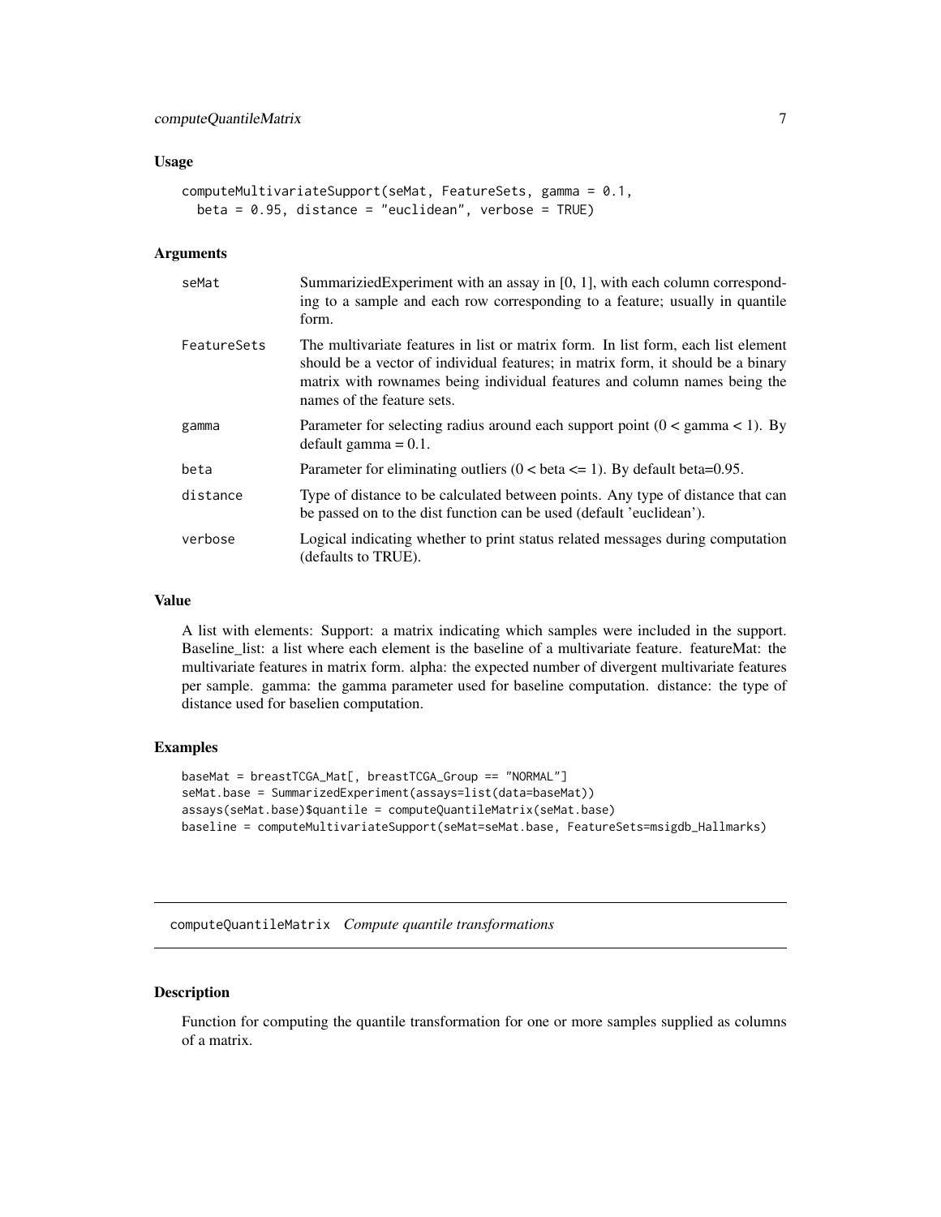## Usage

```
computeMultivariateSupport(seMat, FeatureSets, gamma = 0.1,
  beta = 0.95, distance = "euclidean", verbose = TRUE)
```

## Arguments

| | |
|---|---|
| seMat | SummariziedExperiment with an assay in [0, 1], with each column corresponding to a sample and each row corresponding to a feature; usually in quantile form. |
| FeatureSets | The multivariate features in list or matrix form. In list form, each list element should be a vector of individual features; in matrix form, it should be a binary matrix with rownames being individual features and column names being the names of the feature sets. |
| gamma | Parameter for selecting radius around each support point (0 < gamma < 1). By default gamma = 0.1. |
| beta | Parameter for eliminating outliers (0 < beta <= 1). By default beta=0.95. |
| distance | Type of distance to be calculated between points. Any type of distance that can be passed on to the dist function can be used (default 'euclidean'). |
| verbose | Logical indicating whether to print status related messages during computation (defaults to TRUE). |

## Value

A list with elements: Support: a matrix indicating which samples were included in the support. Baseline_list: a list where each element is the baseline of a multivariate feature. featureMat: the multivariate features in matrix form. alpha: the expected number of divergent multivariate features per sample. gamma: the gamma parameter used for baseline computation. distance: the type of distance used for baselien computation.

## Examples

```
baseMat = breastTCGA_Mat[, breastTCGA_Group == "NORMAL"]
seMat.base = SummarizedExperiment(assays=list(data=baseMat))
assays(seMat.base)$quantile = computeQuantileMatrix(seMat.base)
baseline = computeMultivariateSupport(seMat=seMat.base, FeatureSets=msigdb_Hallmarks)
```

---

# computeQuantileMatrix *Compute quantile transformations*

## Description

Function for computing the quantile transformation for one or more samples supplied as columns of a matrix.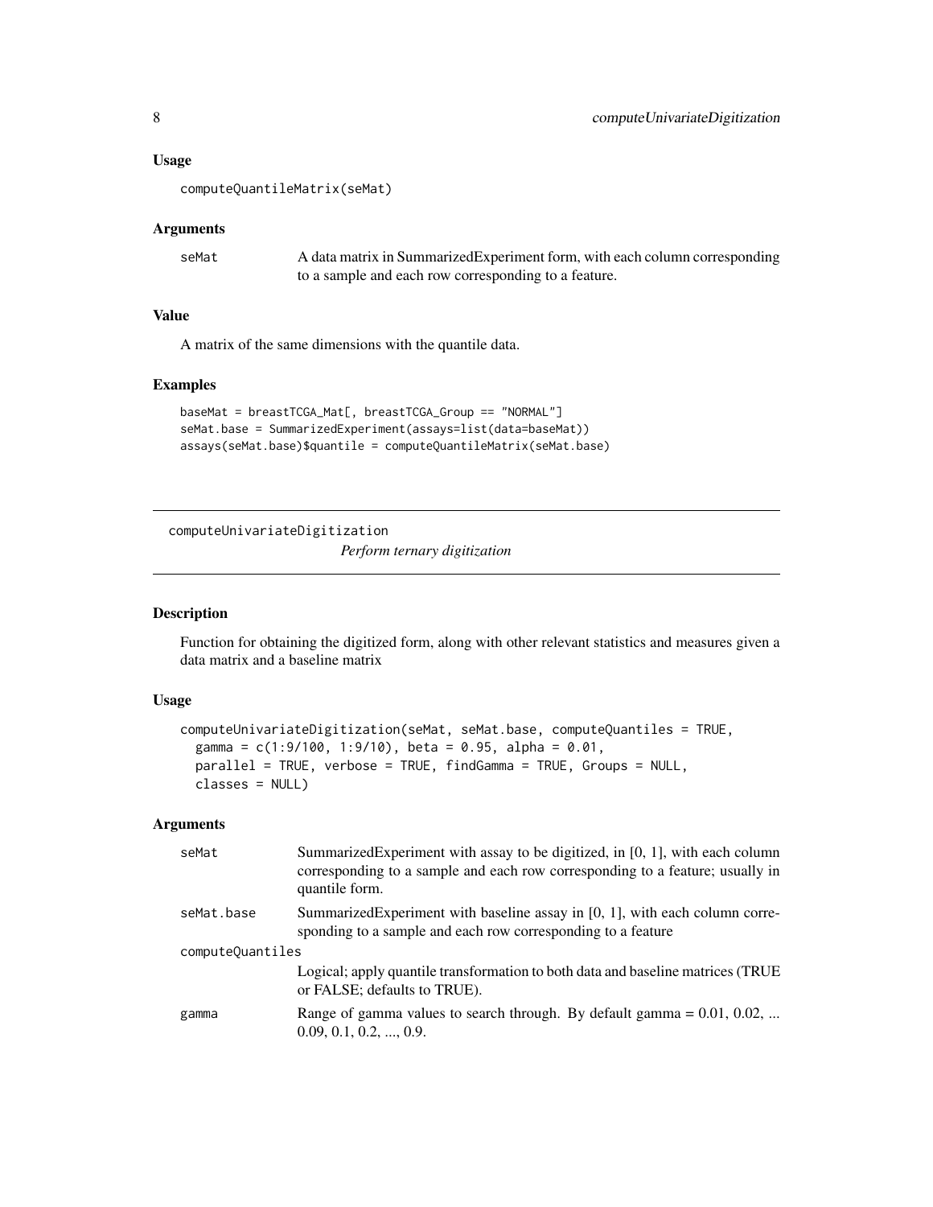### Usage

```
computeQuantileMatrix(seMat)
```

### Arguments

| | |
|---|---|
| seMat | A data matrix in SummarizedExperiment form, with each column corresponding to a sample and each row corresponding to a feature. |

### Value

A matrix of the same dimensions with the quantile data.

### Examples

```
baseMat = breastTCGA_Mat[, breastTCGA_Group == "NORMAL"]
seMat.base = SummarizedExperiment(assays=list(data=baseMat))
assays(seMat.base)$quantile = computeQuantileMatrix(seMat.base)
```

---

## computeUnivariateDigitization

*Perform ternary digitization*

### Description

Function for obtaining the digitized form, along with other relevant statistics and measures given a data matrix and a baseline matrix

### Usage

```
computeUnivariateDigitization(seMat, seMat.base, computeQuantiles = TRUE,
  gamma = c(1:9/100, 1:9/10), beta = 0.95, alpha = 0.01,
  parallel = TRUE, verbose = TRUE, findGamma = TRUE, Groups = NULL,
  classes = NULL)
```

### Arguments

| | |
|---|---|
| seMat | SummarizedExperiment with assay to be digitized, in [0, 1], with each column corresponding to a sample and each row corresponding to a feature; usually in quantile form. |
| seMat.base | SummarizedExperiment with baseline assay in [0, 1], with each column corresponding to a sample and each row corresponding to a feature |
| computeQuantiles | Logical; apply quantile transformation to both data and baseline matrices (TRUE or FALSE; defaults to TRUE). |
| gamma | Range of gamma values to search through. By default gamma = 0.01, 0.02, ... 0.09, 0.1, 0.2, ..., 0.9. |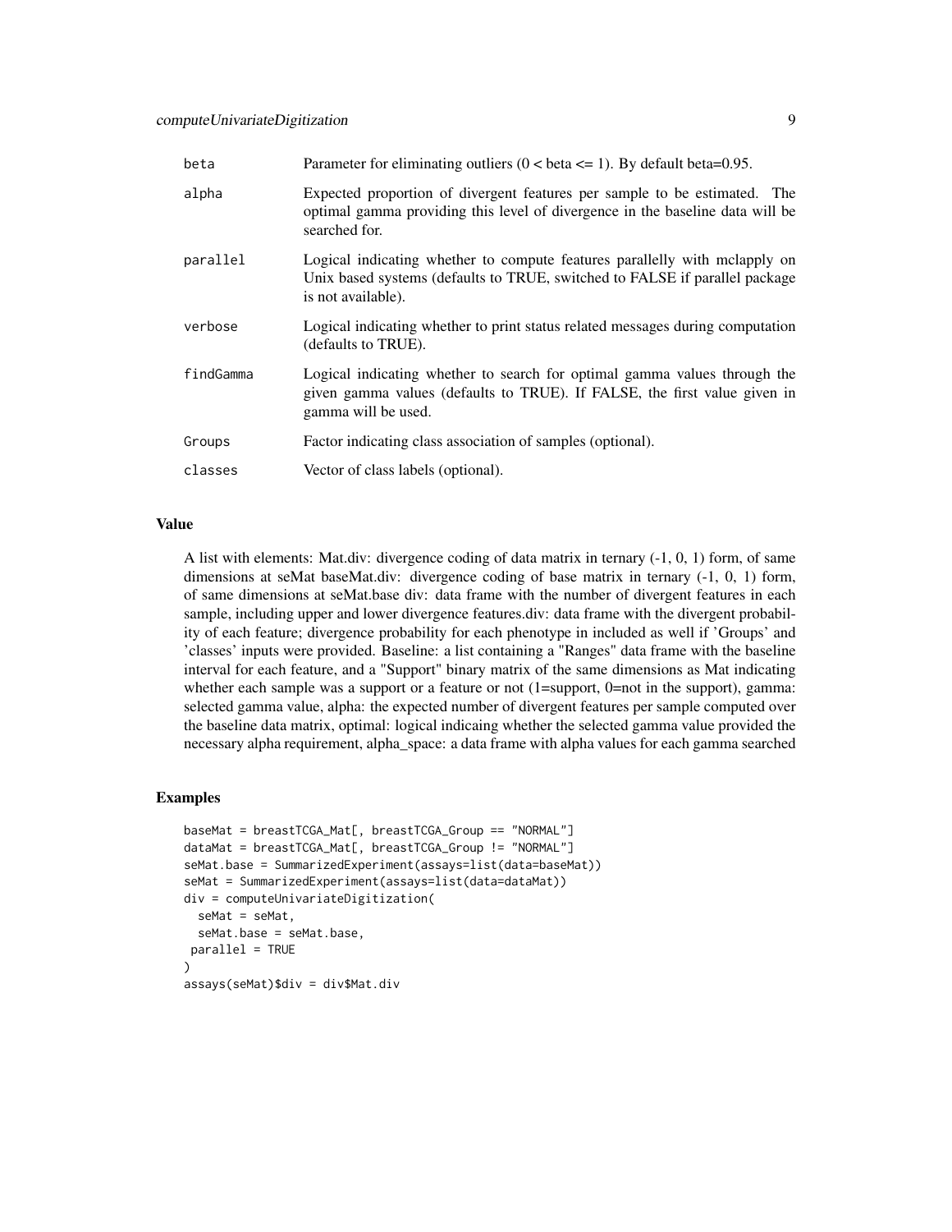| | |
|---|---|
| beta | Parameter for eliminating outliers (0 < beta <= 1). By default beta=0.95. |
| alpha | Expected proportion of divergent features per sample to be estimated. The optimal gamma providing this level of divergence in the baseline data will be searched for. |
| parallel | Logical indicating whether to compute features parallelly with mclapply on Unix based systems (defaults to TRUE, switched to FALSE if parallel package is not available). |
| verbose | Logical indicating whether to print status related messages during computation (defaults to TRUE). |
| findGamma | Logical indicating whether to search for optimal gamma values through the given gamma values (defaults to TRUE). If FALSE, the first value given in gamma will be used. |
| Groups | Factor indicating class association of samples (optional). |
| classes | Vector of class labels (optional). |

## Value

A list with elements: Mat.div: divergence coding of data matrix in ternary (-1, 0, 1) form, of same dimensions at seMat baseMat.div: divergence coding of base matrix in ternary (-1, 0, 1) form, of same dimensions at seMat.base div: data frame with the number of divergent features in each sample, including upper and lower divergence features.div: data frame with the divergent probability of each feature; divergence probability for each phenotype in included as well if 'Groups' and 'classes' inputs were provided. Baseline: a list containing a "Ranges" data frame with the baseline interval for each feature, and a "Support" binary matrix of the same dimensions as Mat indicating whether each sample was a support or a feature or not (1=support, 0=not in the support), gamma: selected gamma value, alpha: the expected number of divergent features per sample computed over the baseline data matrix, optimal: logical indicaing whether the selected gamma value provided the necessary alpha requirement, alpha_space: a data frame with alpha values for each gamma searched

## Examples

```
baseMat = breastTCGA_Mat[, breastTCGA_Group == "NORMAL"]
dataMat = breastTCGA_Mat[, breastTCGA_Group != "NORMAL"]
seMat.base = SummarizedExperiment(assays=list(data=baseMat))
seMat = SummarizedExperiment(assays=list(data=dataMat))
div = computeUnivariateDigitization(
  seMat = seMat,
  seMat.base = seMat.base,
 parallel = TRUE
)
assays(seMat)$div = div$Mat.div
```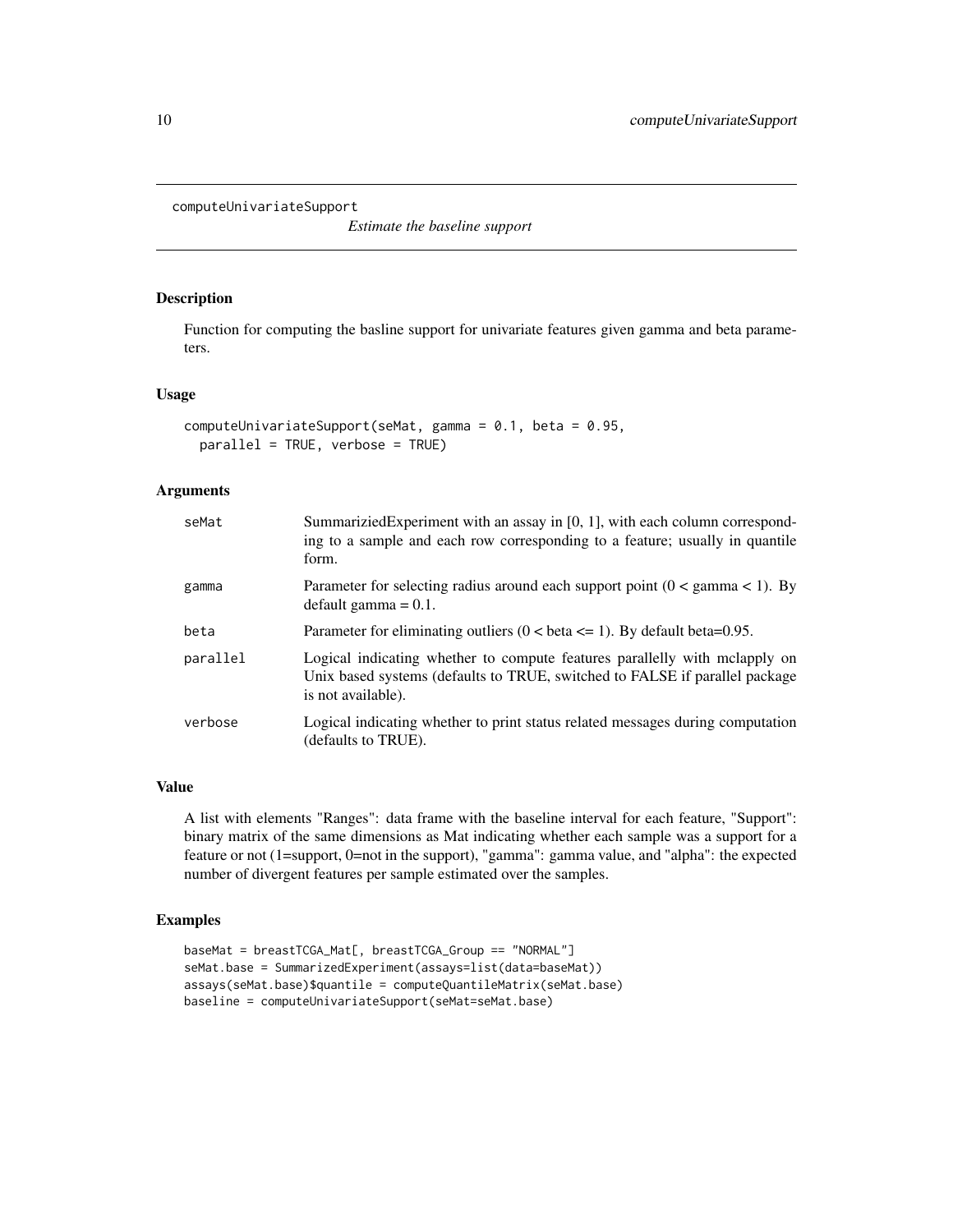# computeUnivariateSupport

*Estimate the baseline support*

## Description

Function for computing the basline support for univariate features given gamma and beta parameters.

## Usage

```
computeUnivariateSupport(seMat, gamma = 0.1, beta = 0.95,
  parallel = TRUE, verbose = TRUE)
```

## Arguments

| | |
|---|---|
| seMat | SummariziedExperiment with an assay in [0, 1], with each column corresponding to a sample and each row corresponding to a feature; usually in quantile form. |
| gamma | Parameter for selecting radius around each support point (0 < gamma < 1). By default gamma = 0.1. |
| beta | Parameter for eliminating outliers (0 < beta <= 1). By default beta=0.95. |
| parallel | Logical indicating whether to compute features parallelly with mclapply on Unix based systems (defaults to TRUE, switched to FALSE if parallel package is not available). |
| verbose | Logical indicating whether to print status related messages during computation (defaults to TRUE). |

## Value

A list with elements "Ranges": data frame with the baseline interval for each feature, "Support": binary matrix of the same dimensions as Mat indicating whether each sample was a support for a feature or not (1=support, 0=not in the support), "gamma": gamma value, and "alpha": the expected number of divergent features per sample estimated over the samples.

## Examples

```
baseMat = breastTCGA_Mat[, breastTCGA_Group == "NORMAL"]
seMat.base = SummarizedExperiment(assays=list(data=baseMat))
assays(seMat.base)$quantile = computeQuantileMatrix(seMat.base)
baseline = computeUnivariateSupport(seMat=seMat.base)
```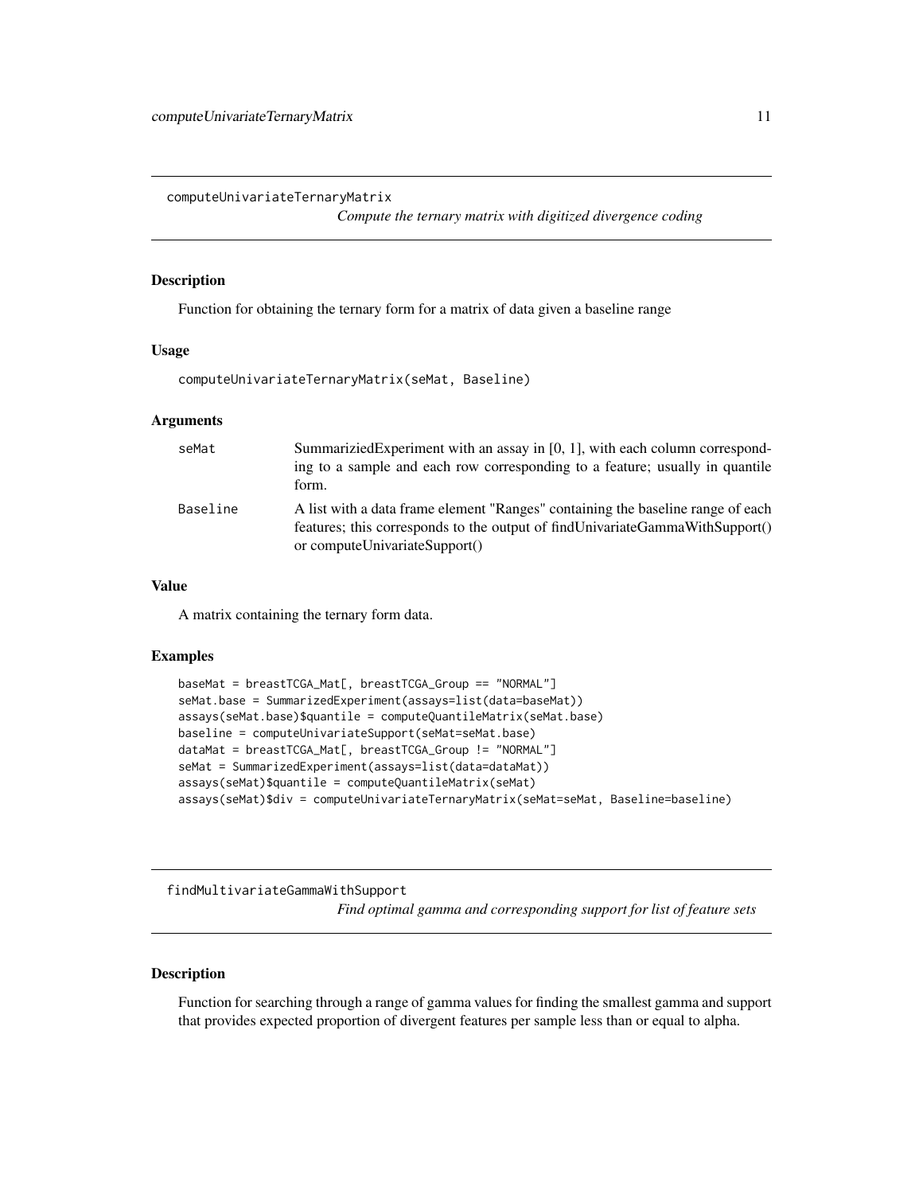## computeUnivariateTernaryMatrix

*Compute the ternary matrix with digitized divergence coding*

### Description

Function for obtaining the ternary form for a matrix of data given a baseline range

### Usage

```
computeUnivariateTernaryMatrix(seMat, Baseline)
```

### Arguments

| | |
|---|---|
| seMat | SummariziedExperiment with an assay in [0, 1], with each column corresponding to a sample and each row corresponding to a feature; usually in quantile form. |
| Baseline | A list with a data frame element "Ranges" containing the baseline range of each features; this corresponds to the output of findUnivariateGammaWithSupport() or computeUnivariateSupport() |

### Value

A matrix containing the ternary form data.

### Examples

```
baseMat = breastTCGA_Mat[, breastTCGA_Group == "NORMAL"]
seMat.base = SummarizedExperiment(assays=list(data=baseMat))
assays(seMat.base)$quantile = computeQuantileMatrix(seMat.base)
baseline = computeUnivariateSupport(seMat=seMat.base)
dataMat = breastTCGA_Mat[, breastTCGA_Group != "NORMAL"]
seMat = SummarizedExperiment(assays=list(data=dataMat))
assays(seMat)$quantile = computeQuantileMatrix(seMat)
assays(seMat)$div = computeUnivariateTernaryMatrix(seMat=seMat, Baseline=baseline)
```

## findMultivariateGammaWithSupport

*Find optimal gamma and corresponding support for list of feature sets*

### Description

Function for searching through a range of gamma values for finding the smallest gamma and support that provides expected proportion of divergent features per sample less than or equal to alpha.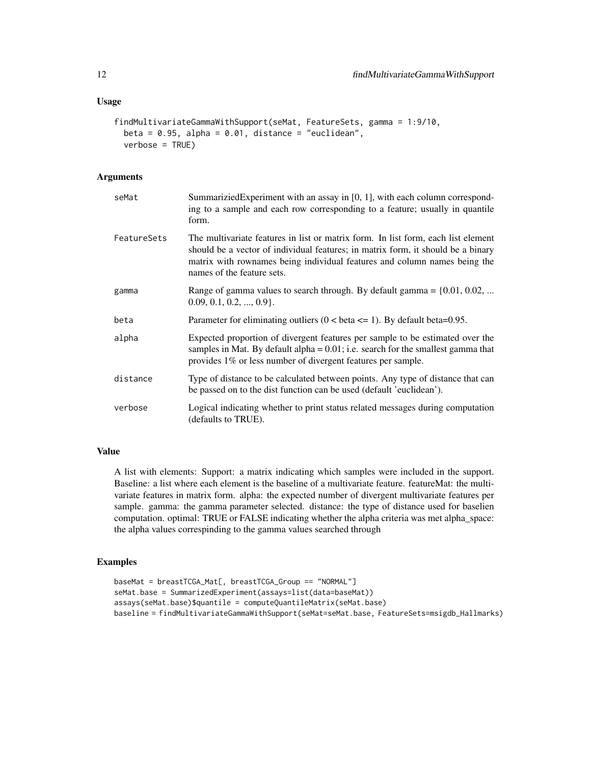### Usage

```
findMultivariateGammaWithSupport(seMat, FeatureSets, gamma = 1:9/10,
  beta = 0.95, alpha = 0.01, distance = "euclidean",
  verbose = TRUE)
```

### Arguments

| | |
|---|---|
| seMat | SummariziedExperiment with an assay in [0, 1], with each column corresponding to a sample and each row corresponding to a feature; usually in quantile form. |
| FeatureSets | The multivariate features in list or matrix form. In list form, each list element should be a vector of individual features; in matrix form, it should be a binary matrix with rownames being individual features and column names being the names of the feature sets. |
| gamma | Range of gamma values to search through. By default gamma = {0.01, 0.02, ... 0.09, 0.1, 0.2, ..., 0.9}. |
| beta | Parameter for eliminating outliers (0 < beta <= 1). By default beta=0.95. |
| alpha | Expected proportion of divergent features per sample to be estimated over the samples in Mat. By default alpha = 0.01; i.e. search for the smallest gamma that provides 1% or less number of divergent features per sample. |
| distance | Type of distance to be calculated between points. Any type of distance that can be passed on to the dist function can be used (default 'euclidean'). |
| verbose | Logical indicating whether to print status related messages during computation (defaults to TRUE). |

### Value

A list with elements: Support: a matrix indicating which samples were included in the support. Baseline: a list where each element is the baseline of a multivariate feature. featureMat: the multivariate features in matrix form. alpha: the expected number of divergent multivariate features per sample. gamma: the gamma parameter selected. distance: the type of distance used for baselien computation. optimal: TRUE or FALSE indicating whether the alpha criteria was met alpha_space: the alpha values correspinding to the gamma values searched through

### Examples

```
baseMat = breastTCGA_Mat[, breastTCGA_Group == "NORMAL"]
seMat.base = SummarizedExperiment(assays=list(data=baseMat))
assays(seMat.base)$quantile = computeQuantileMatrix(seMat.base)
baseline = findMultivariateGammaWithSupport(seMat=seMat.base, FeatureSets=msigdb_Hallmarks)
```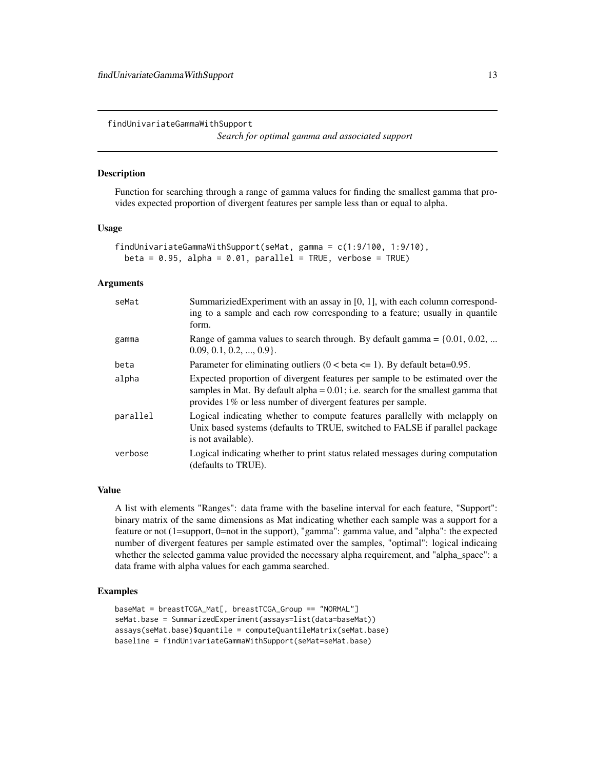## findUnivariateGammaWithSupport

*Search for optimal gamma and associated support*

### Description

Function for searching through a range of gamma values for finding the smallest gamma that provides expected proportion of divergent features per sample less than or equal to alpha.

### Usage

```
findUnivariateGammaWithSupport(seMat, gamma = c(1:9/100, 1:9/10),
  beta = 0.95, alpha = 0.01, parallel = TRUE, verbose = TRUE)
```

### Arguments

| | |
|---|---|
| seMat | SummariziedExperiment with an assay in [0, 1], with each column corresponding to a sample and each row corresponding to a feature; usually in quantile form. |
| gamma | Range of gamma values to search through. By default gamma = {0.01, 0.02, ... 0.09, 0.1, 0.2, ..., 0.9}. |
| beta | Parameter for eliminating outliers (0 < beta <= 1). By default beta=0.95. |
| alpha | Expected proportion of divergent features per sample to be estimated over the samples in Mat. By default alpha = 0.01; i.e. search for the smallest gamma that provides 1% or less number of divergent features per sample. |
| parallel | Logical indicating whether to compute features parallelly with mclapply on Unix based systems (defaults to TRUE, switched to FALSE if parallel package is not available). |
| verbose | Logical indicating whether to print status related messages during computation (defaults to TRUE). |

### Value

A list with elements "Ranges": data frame with the baseline interval for each feature, "Support": binary matrix of the same dimensions as Mat indicating whether each sample was a support for a feature or not (1=support, 0=not in the support), "gamma": gamma value, and "alpha": the expected number of divergent features per sample estimated over the samples, "optimal": logical indicaing whether the selected gamma value provided the necessary alpha requirement, and "alpha_space": a data frame with alpha values for each gamma searched.

### Examples

```
baseMat = breastTCGA_Mat[, breastTCGA_Group == "NORMAL"]
seMat.base = SummarizedExperiment(assays=list(data=baseMat))
assays(seMat.base)$quantile = computeQuantileMatrix(seMat.base)
baseline = findUnivariateGammaWithSupport(seMat=seMat.base)
```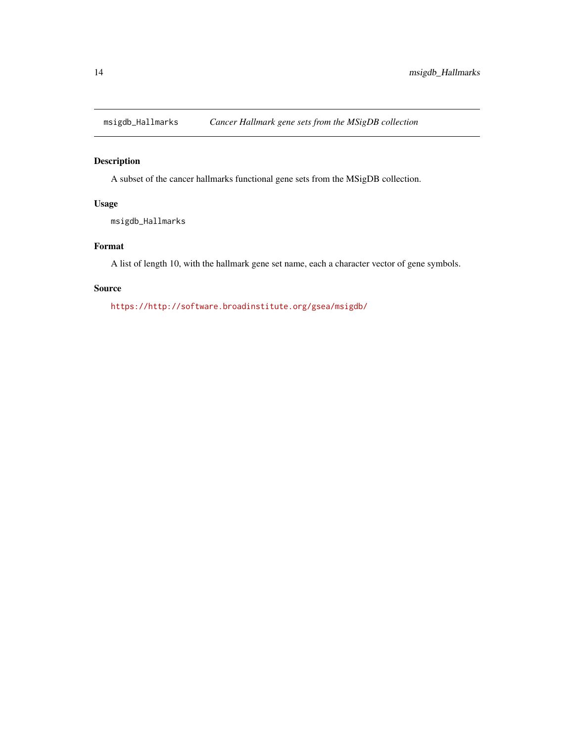msigdb_Hallmarks *Cancer Hallmark gene sets from the MSigDB collection*

## Description

A subset of the cancer hallmarks functional gene sets from the MSigDB collection.

## Usage

```
msigdb_Hallmarks
```

## Format

A list of length 10, with the hallmark gene set name, each a character vector of gene symbols.

## Source

https://http://software.broadinstitute.org/gsea/msigdb/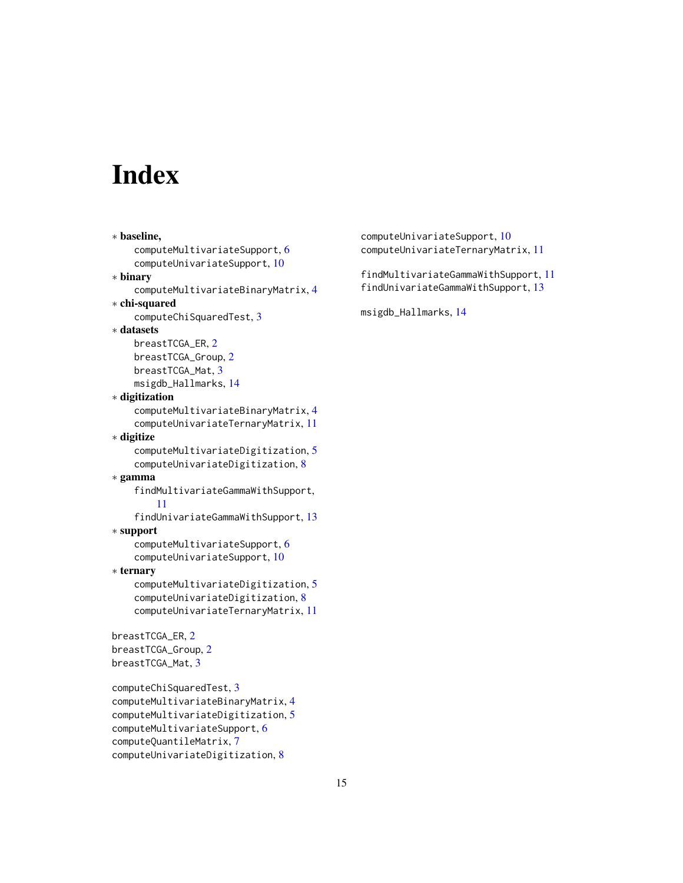# Index

∗ **baseline,**
  computeMultivariateSupport, 6
  computeUnivariateSupport, 10
∗ **binary**
  computeMultivariateBinaryMatrix, 4
∗ **chi-squared**
  computeChiSquaredTest, 3
∗ **datasets**
  breastTCGA_ER, 2
  breastTCGA_Group, 2
  breastTCGA_Mat, 3
  msigdb_Hallmarks, 14
∗ **digitization**
  computeMultivariateBinaryMatrix, 4
  computeUnivariateTernaryMatrix, 11
∗ **digitize**
  computeMultivariateDigitization, 5
  computeUnivariateDigitization, 8
∗ **gamma**
  findMultivariateGammaWithSupport, 11
  findUnivariateGammaWithSupport, 13
∗ **support**
  computeMultivariateSupport, 6
  computeUnivariateSupport, 10
∗ **ternary**
  computeMultivariateDigitization, 5
  computeUnivariateDigitization, 8
  computeUnivariateTernaryMatrix, 11

breastTCGA_ER, 2
breastTCGA_Group, 2
breastTCGA_Mat, 3

computeChiSquaredTest, 3
computeMultivariateBinaryMatrix, 4
computeMultivariateDigitization, 5
computeMultivariateSupport, 6
computeQuantileMatrix, 7
computeUnivariateDigitization, 8
computeUnivariateSupport, 10
computeUnivariateTernaryMatrix, 11

findMultivariateGammaWithSupport, 11
findUnivariateGammaWithSupport, 13

msigdb_Hallmarks, 14